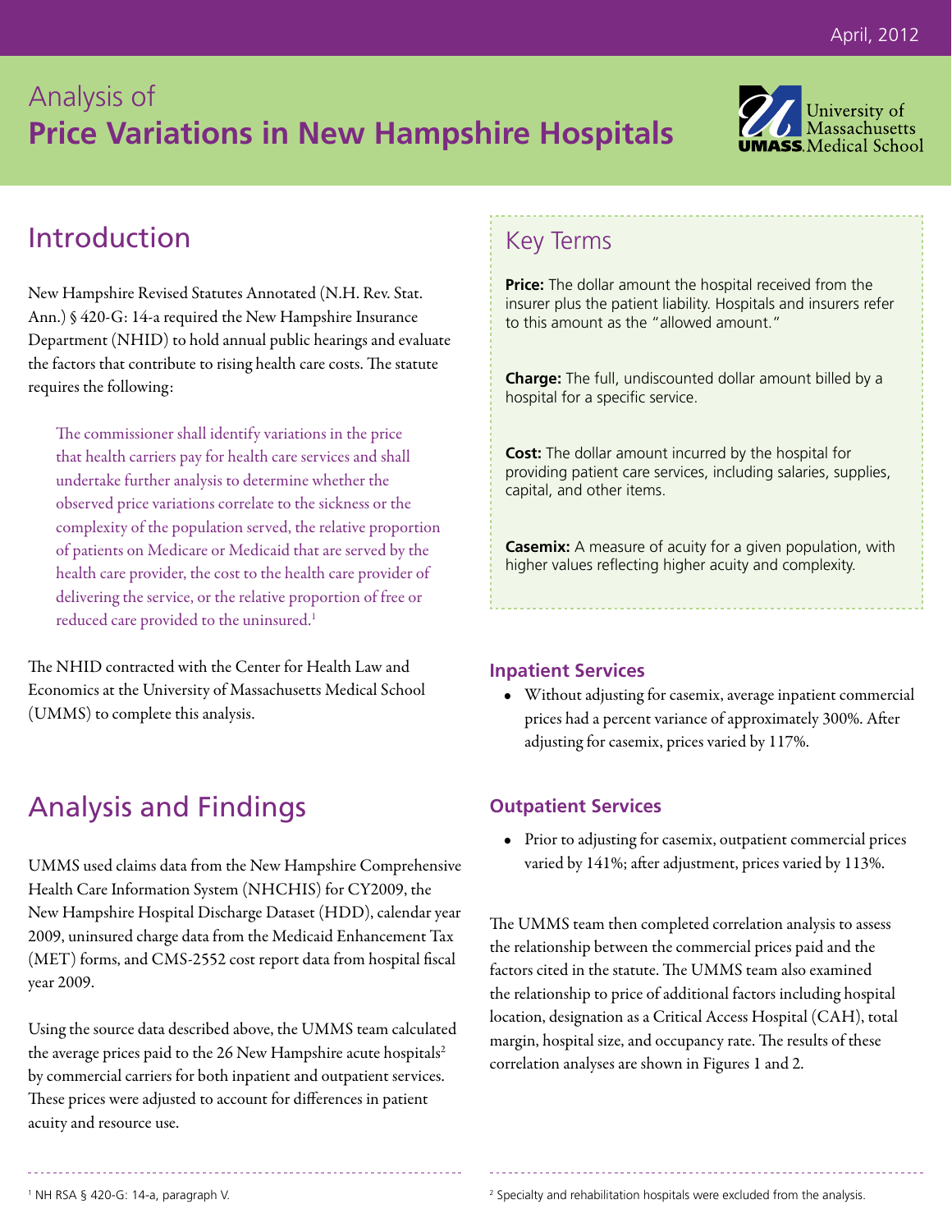April, 2012

# Analysis of **Price Variations in New Hampshire Hospitals**

University of Massachusetts Medical School

## Introduction

New Hampshire Revised Statutes Annotated (N.H. Rev. Stat. Ann.) § 420-G: 14-a required the New Hampshire Insurance Department (NHID) to hold annual public hearings and evaluate the factors that contribute to rising health care costs. The statute requires the following:

> The commissioner shall identify variations in the price that health carriers pay for health care services and shall undertake further analysis to determine whether the observed price variations correlate to the sickness or the complexity of the population served, the relative proportion of patients on Medicare or Medicaid that are served by the health care provider, the cost to the health care provider of delivering the service, or the relative proportion of free or reduced care provided to the uninsured.[1]

The NHID contracted with the Center for Health Law and Economics at the University of Massachusetts Medical School (UMMS) to complete this analysis.

## Analysis and Findings

UMMS used claims data from the New Hampshire Comprehensive Health Care Information System (NHCHIS) for CY2009, the New Hampshire Hospital Discharge Dataset (HDD), calendar year 2009, uninsured charge data from the Medicaid Enhancement Tax (MET) forms, and CMS-2552 cost report data from hospital fiscal year 2009.

Using the source data described above, the UMMS team calculated the average prices paid to the 26 New Hampshire acute hospitals[2] by commercial carriers for both inpatient and outpatient services. These prices were adjusted to account for differences in patient acuity and resource use.

## Key Terms

**Price:** The dollar amount the hospital received from the insurer plus the patient liability. Hospitals and insurers refer to this amount as the "allowed amount."

**Charge:** The full, undiscounted dollar amount billed by a hospital for a specific service.

**Cost:** The dollar amount incurred by the hospital for providing patient care services, including salaries, supplies, capital, and other items.

**Casemix:** A measure of acuity for a given population, with higher values reflecting higher acuity and complexity.

### Inpatient Services

- Without adjusting for casemix, average inpatient commercial prices had a percent variance of approximately 300%. After adjusting for casemix, prices varied by 117%.

### Outpatient Services

- Prior to adjusting for casemix, outpatient commercial prices varied by 141%; after adjustment, prices varied by 113%.

The UMMS team then completed correlation analysis to assess the relationship between the commercial prices paid and the factors cited in the statute. The UMMS team also examined the relationship to price of additional factors including hospital location, designation as a Critical Access Hospital (CAH), total margin, hospital size, and occupancy rate. The results of these correlation analyses are shown in Figures 1 and 2.

---

[1] NH RSA § 420-G: 14-a, paragraph V.

[2] Specialty and rehabilitation hospitals were excluded from the analysis.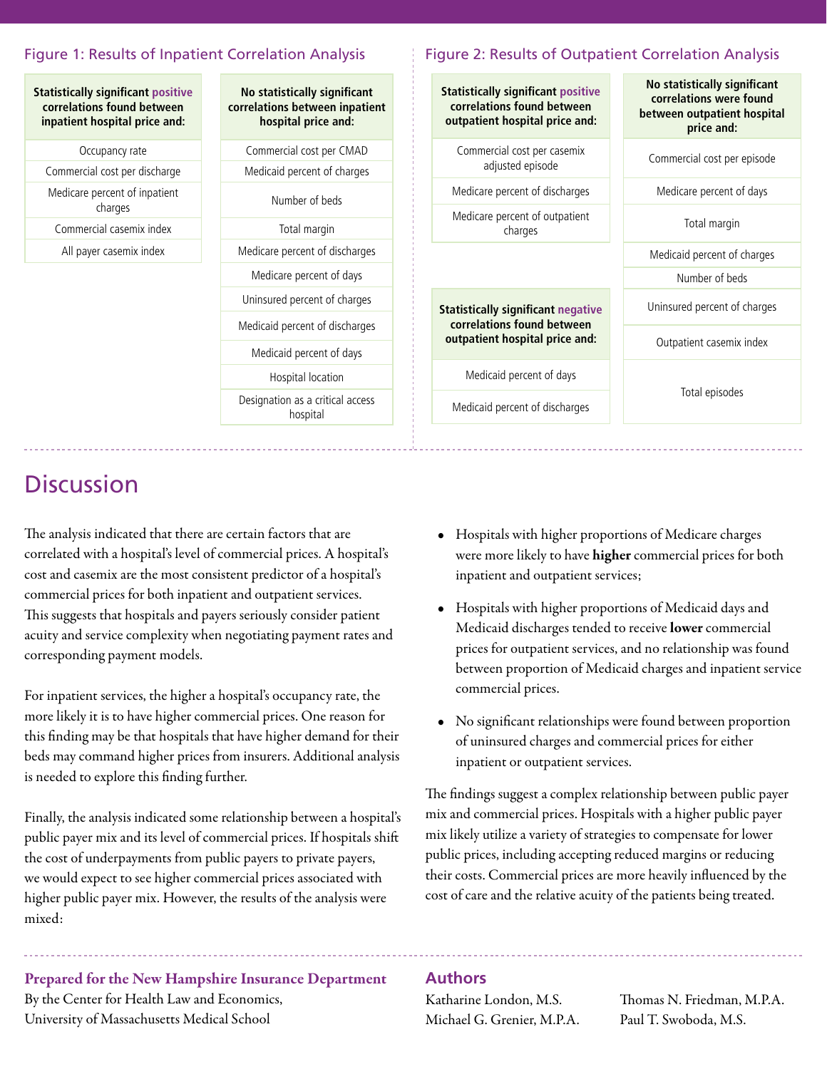### Figure 1: Results of Inpatient Correlation Analysis

| Statistically significant **positive** correlations found between inpatient hospital price and: | No statistically significant correlations between inpatient hospital price and: |
|---|---|
| Occupancy rate | Commercial cost per CMAD |
| Commercial cost per discharge | Medicaid percent of charges |
| Medicare percent of inpatient charges | Number of beds |
| Commercial casemix index | Total margin |
| All payer casemix index | Medicare percent of discharges |
| | Medicare percent of days |
| | Uninsured percent of charges |
| | Medicaid percent of discharges |
| | Medicaid percent of days |
| | Hospital location |
| | Designation as a critical access hospital |

### Figure 2: Results of Outpatient Correlation Analysis

| Statistically significant **positive** correlations found between outpatient hospital price and: |
|---|
| Commercial cost per casemix adjusted episode |
| Medicare percent of discharges |
| Medicare percent of outpatient charges |

| Statistically significant **negative** correlations found between outpatient hospital price and: |
|---|
| Medicaid percent of days |
| Medicaid percent of discharges |

| No statistically significant correlations were found between outpatient hospital price and: |
|---|
| Commercial cost per episode |
| Medicare percent of days |
| Total margin |
| Medicaid percent of charges |
| Number of beds |
| Uninsured percent of charges |
| Outpatient casemix index |
| Total episodes |

## Discussion

The analysis indicated that there are certain factors that are correlated with a hospital's level of commercial prices. A hospital's cost and casemix are the most consistent predictor of a hospital's commercial prices for both inpatient and outpatient services. This suggests that hospitals and payers seriously consider patient acuity and service complexity when negotiating payment rates and corresponding payment models.

For inpatient services, the higher a hospital's occupancy rate, the more likely it is to have higher commercial prices. One reason for this finding may be that hospitals that have higher demand for their beds may command higher prices from insurers. Additional analysis is needed to explore this finding further.

Finally, the analysis indicated some relationship between a hospital's public payer mix and its level of commercial prices. If hospitals shift the cost of underpayments from public payers to private payers, we would expect to see higher commercial prices associated with higher public payer mix. However, the results of the analysis were mixed:

- Hospitals with higher proportions of Medicare charges were more likely to have **higher** commercial prices for both inpatient and outpatient services;
- Hospitals with higher proportions of Medicaid days and Medicaid discharges tended to receive **lower** commercial prices for outpatient services, and no relationship was found between proportion of Medicaid charges and inpatient service commercial prices.
- No significant relationships were found between proportion of uninsured charges and commercial prices for either inpatient or outpatient services.

The findings suggest a complex relationship between public payer mix and commercial prices. Hospitals with a higher public payer mix likely utilize a variety of strategies to compensate for lower public prices, including accepting reduced margins or reducing their costs. Commercial prices are more heavily influenced by the cost of care and the relative acuity of the patients being treated.

**Prepared for the New Hampshire Insurance Department**
By the Center for Health Law and Economics,
University of Massachusetts Medical School

### Authors

Katharine London, M.S.
Michael G. Grenier, M.P.A.
Thomas N. Friedman, M.P.A.
Paul T. Swoboda, M.S.